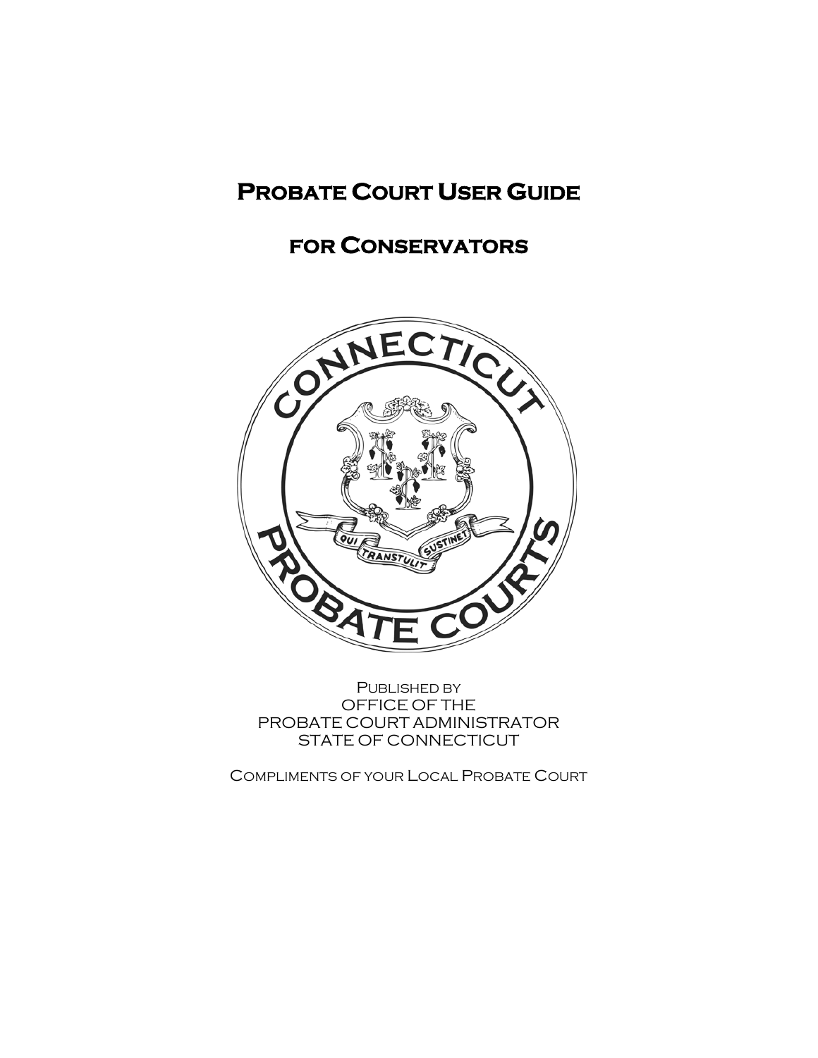# Probate Court User Guide

# for Conservators

Published by
OFFICE OF THE
PROBATE COURT ADMINISTRATOR
STATE OF CONNECTICUT

Compliments of your Local Probate Court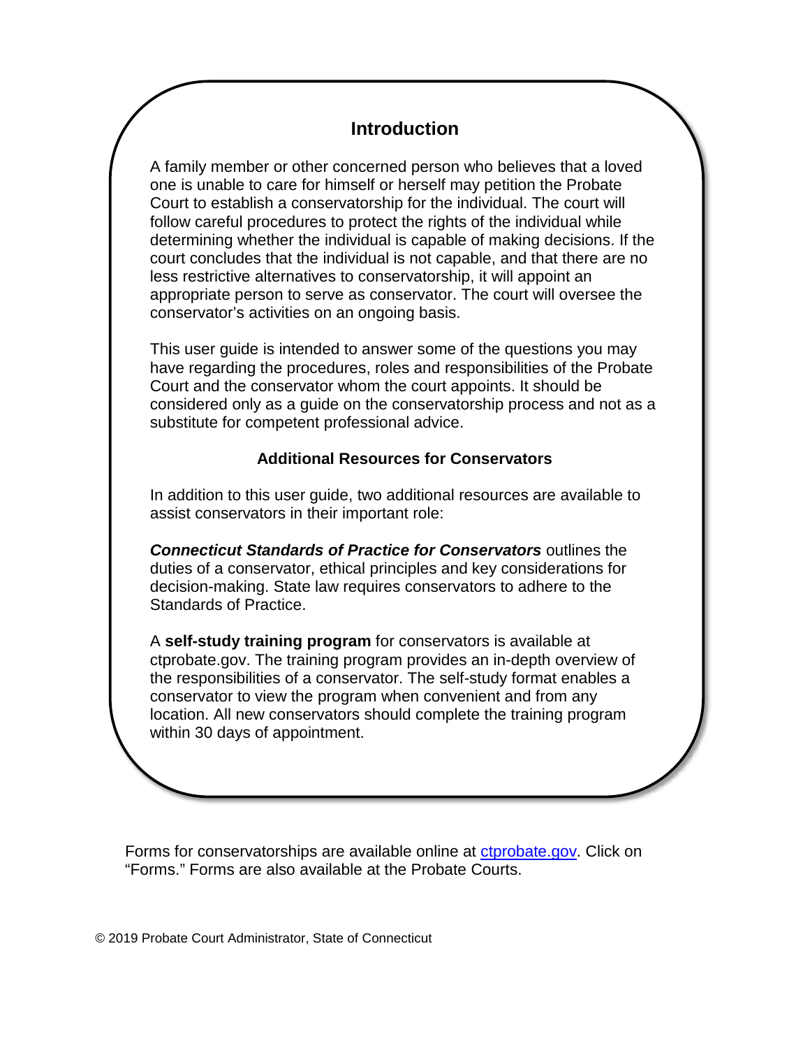## Introduction

A family member or other concerned person who believes that a loved one is unable to care for himself or herself may petition the Probate Court to establish a conservatorship for the individual. The court will follow careful procedures to protect the rights of the individual while determining whether the individual is capable of making decisions. If the court concludes that the individual is not capable, and that there are no less restrictive alternatives to conservatorship, it will appoint an appropriate person to serve as conservator. The court will oversee the conservator's activities on an ongoing basis.

This user guide is intended to answer some of the questions you may have regarding the procedures, roles and responsibilities of the Probate Court and the conservator whom the court appoints. It should be considered only as a guide on the conservatorship process and not as a substitute for competent professional advice.

### Additional Resources for Conservators

In addition to this user guide, two additional resources are available to assist conservators in their important role:

***Connecticut Standards of Practice for Conservators*** outlines the duties of a conservator, ethical principles and key considerations for decision-making. State law requires conservators to adhere to the Standards of Practice.

A **self-study training program** for conservators is available at ctprobate.gov. The training program provides an in-depth overview of the responsibilities of a conservator. The self-study format enables a conservator to view the program when convenient and from any location. All new conservators should complete the training program within 30 days of appointment.

Forms for conservatorships are available online at [ctprobate.gov](ctprobate.gov). Click on "Forms." Forms are also available at the Probate Courts.

© 2019 Probate Court Administrator, State of Connecticut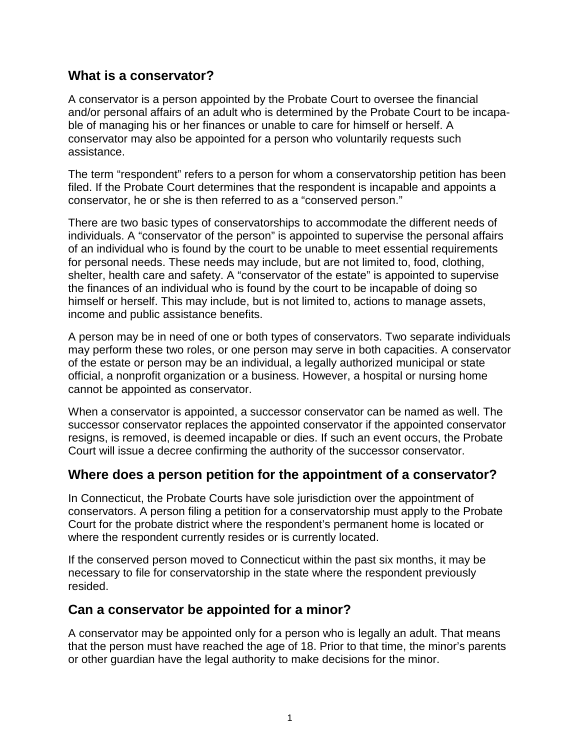## What is a conservator?

A conservator is a person appointed by the Probate Court to oversee the financial and/or personal affairs of an adult who is determined by the Probate Court to be incapable of managing his or her finances or unable to care for himself or herself. A conservator may also be appointed for a person who voluntarily requests such assistance.

The term "respondent" refers to a person for whom a conservatorship petition has been filed. If the Probate Court determines that the respondent is incapable and appoints a conservator, he or she is then referred to as a "conserved person."

There are two basic types of conservatorships to accommodate the different needs of individuals. A "conservator of the person" is appointed to supervise the personal affairs of an individual who is found by the court to be unable to meet essential requirements for personal needs. These needs may include, but are not limited to, food, clothing, shelter, health care and safety. A "conservator of the estate" is appointed to supervise the finances of an individual who is found by the court to be incapable of doing so himself or herself. This may include, but is not limited to, actions to manage assets, income and public assistance benefits.

A person may be in need of one or both types of conservators. Two separate individuals may perform these two roles, or one person may serve in both capacities. A conservator of the estate or person may be an individual, a legally authorized municipal or state official, a nonprofit organization or a business. However, a hospital or nursing home cannot be appointed as conservator.

When a conservator is appointed, a successor conservator can be named as well. The successor conservator replaces the appointed conservator if the appointed conservator resigns, is removed, is deemed incapable or dies. If such an event occurs, the Probate Court will issue a decree confirming the authority of the successor conservator.

## Where does a person petition for the appointment of a conservator?

In Connecticut, the Probate Courts have sole jurisdiction over the appointment of conservators. A person filing a petition for a conservatorship must apply to the Probate Court for the probate district where the respondent's permanent home is located or where the respondent currently resides or is currently located.

If the conserved person moved to Connecticut within the past six months, it may be necessary to file for conservatorship in the state where the respondent previously resided.

## Can a conservator be appointed for a minor?

A conservator may be appointed only for a person who is legally an adult. That means that the person must have reached the age of 18. Prior to that time, the minor's parents or other guardian have the legal authority to make decisions for the minor.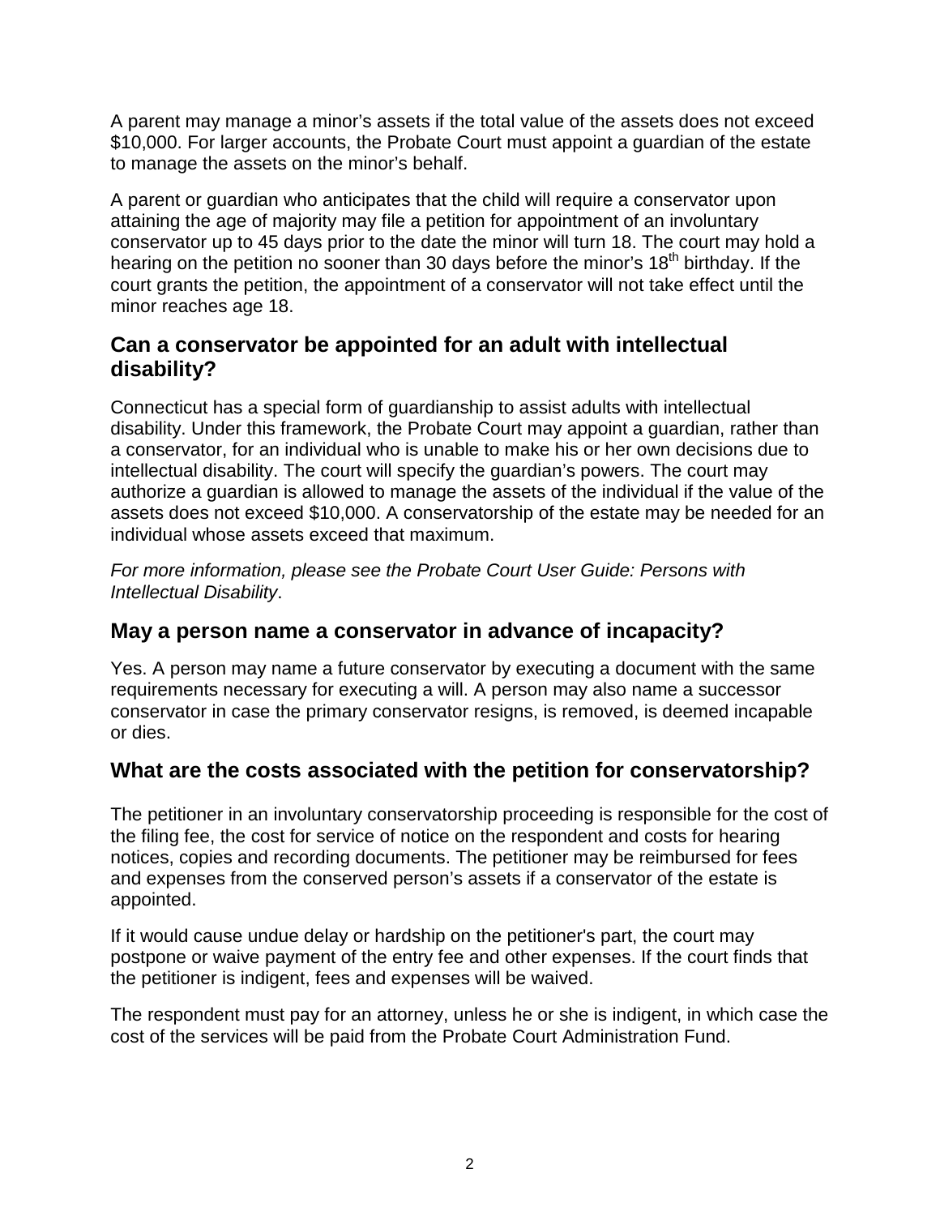A parent may manage a minor's assets if the total value of the assets does not exceed $10,000. For larger accounts, the Probate Court must appoint a guardian of the estate to manage the assets on the minor's behalf.

A parent or guardian who anticipates that the child will require a conservator upon attaining the age of majority may file a petition for appointment of an involuntary conservator up to 45 days prior to the date the minor will turn 18. The court may hold a hearing on the petition no sooner than 30 days before the minor's 18th birthday. If the court grants the petition, the appointment of a conservator will not take effect until the minor reaches age 18.

## Can a conservator be appointed for an adult with intellectual disability?

Connecticut has a special form of guardianship to assist adults with intellectual disability. Under this framework, the Probate Court may appoint a guardian, rather than a conservator, for an individual who is unable to make his or her own decisions due to intellectual disability. The court will specify the guardian's powers. The court may authorize a guardian is allowed to manage the assets of the individual if the value of the assets does not exceed $10,000. A conservatorship of the estate may be needed for an individual whose assets exceed that maximum.

*For more information, please see the Probate Court User Guide: Persons with Intellectual Disability*.

## May a person name a conservator in advance of incapacity?

Yes. A person may name a future conservator by executing a document with the same requirements necessary for executing a will. A person may also name a successor conservator in case the primary conservator resigns, is removed, is deemed incapable or dies.

## What are the costs associated with the petition for conservatorship?

The petitioner in an involuntary conservatorship proceeding is responsible for the cost of the filing fee, the cost for service of notice on the respondent and costs for hearing notices, copies and recording documents. The petitioner may be reimbursed for fees and expenses from the conserved person's assets if a conservator of the estate is appointed.

If it would cause undue delay or hardship on the petitioner's part, the court may postpone or waive payment of the entry fee and other expenses. If the court finds that the petitioner is indigent, fees and expenses will be waived.

The respondent must pay for an attorney, unless he or she is indigent, in which case the cost of the services will be paid from the Probate Court Administration Fund.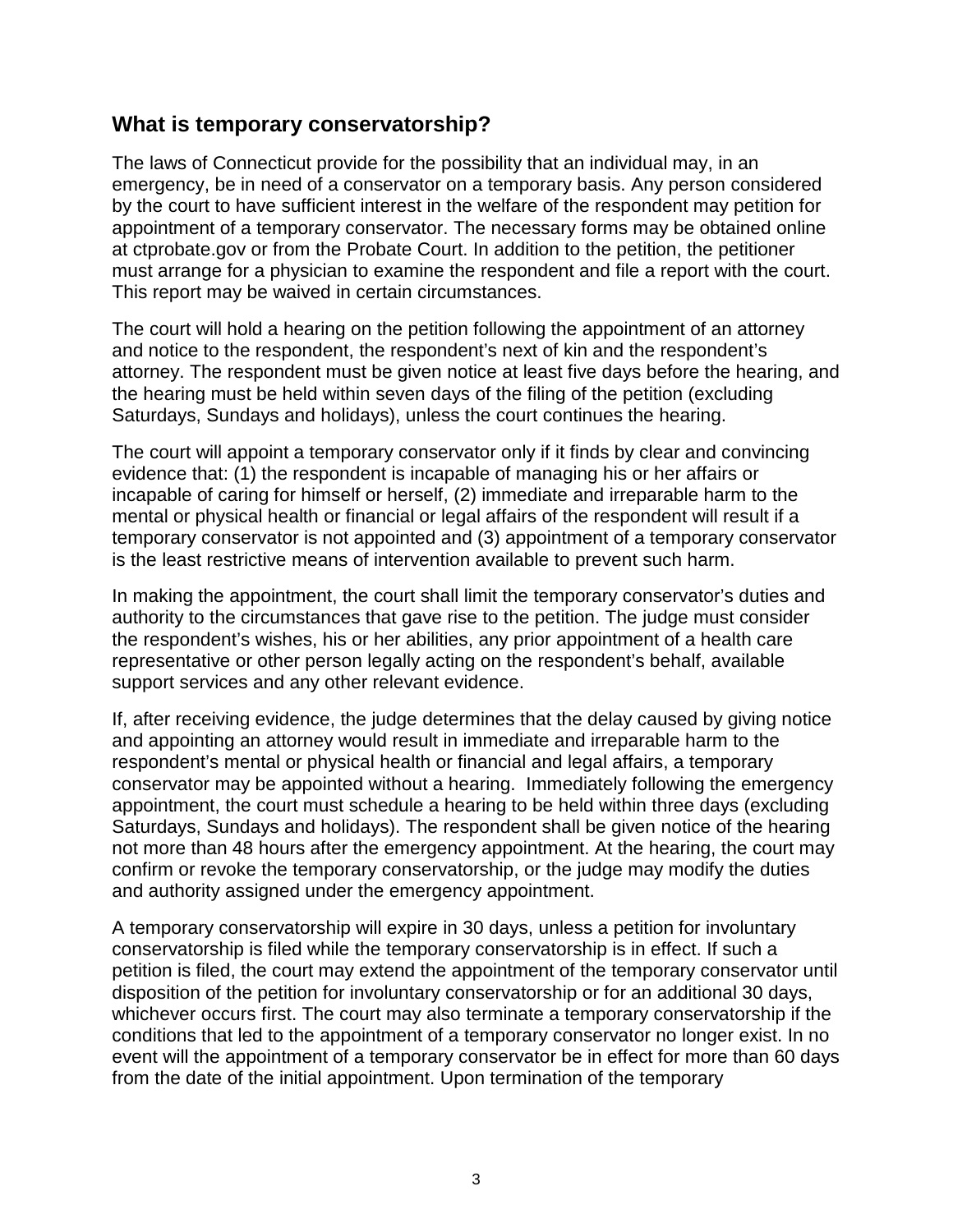## What is temporary conservatorship?

The laws of Connecticut provide for the possibility that an individual may, in an emergency, be in need of a conservator on a temporary basis. Any person considered by the court to have sufficient interest in the welfare of the respondent may petition for appointment of a temporary conservator. The necessary forms may be obtained online at ctprobate.gov or from the Probate Court. In addition to the petition, the petitioner must arrange for a physician to examine the respondent and file a report with the court. This report may be waived in certain circumstances.

The court will hold a hearing on the petition following the appointment of an attorney and notice to the respondent, the respondent's next of kin and the respondent's attorney. The respondent must be given notice at least five days before the hearing, and the hearing must be held within seven days of the filing of the petition (excluding Saturdays, Sundays and holidays), unless the court continues the hearing.

The court will appoint a temporary conservator only if it finds by clear and convincing evidence that: (1) the respondent is incapable of managing his or her affairs or incapable of caring for himself or herself, (2) immediate and irreparable harm to the mental or physical health or financial or legal affairs of the respondent will result if a temporary conservator is not appointed and (3) appointment of a temporary conservator is the least restrictive means of intervention available to prevent such harm.

In making the appointment, the court shall limit the temporary conservator's duties and authority to the circumstances that gave rise to the petition. The judge must consider the respondent's wishes, his or her abilities, any prior appointment of a health care representative or other person legally acting on the respondent's behalf, available support services and any other relevant evidence.

If, after receiving evidence, the judge determines that the delay caused by giving notice and appointing an attorney would result in immediate and irreparable harm to the respondent's mental or physical health or financial and legal affairs, a temporary conservator may be appointed without a hearing. Immediately following the emergency appointment, the court must schedule a hearing to be held within three days (excluding Saturdays, Sundays and holidays). The respondent shall be given notice of the hearing not more than 48 hours after the emergency appointment. At the hearing, the court may confirm or revoke the temporary conservatorship, or the judge may modify the duties and authority assigned under the emergency appointment.

A temporary conservatorship will expire in 30 days, unless a petition for involuntary conservatorship is filed while the temporary conservatorship is in effect. If such a petition is filed, the court may extend the appointment of the temporary conservator until disposition of the petition for involuntary conservatorship or for an additional 30 days, whichever occurs first. The court may also terminate a temporary conservatorship if the conditions that led to the appointment of a temporary conservator no longer exist. In no event will the appointment of a temporary conservator be in effect for more than 60 days from the date of the initial appointment. Upon termination of the temporary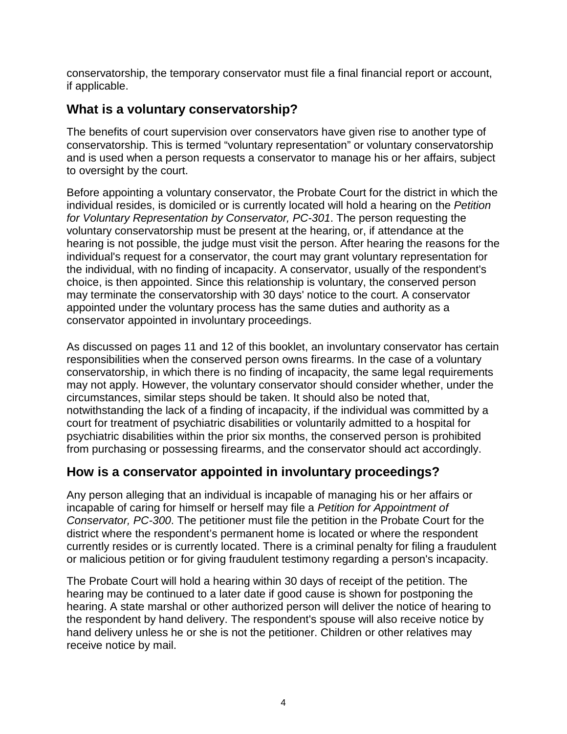conservatorship, the temporary conservator must file a final financial report or account, if applicable.

## What is a voluntary conservatorship?

The benefits of court supervision over conservators have given rise to another type of conservatorship. This is termed “voluntary representation” or voluntary conservatorship and is used when a person requests a conservator to manage his or her affairs, subject to oversight by the court.

Before appointing a voluntary conservator, the Probate Court for the district in which the individual resides, is domiciled or is currently located will hold a hearing on the *Petition for Voluntary Representation by Conservator, PC-301*. The person requesting the voluntary conservatorship must be present at the hearing, or, if attendance at the hearing is not possible, the judge must visit the person. After hearing the reasons for the individual's request for a conservator, the court may grant voluntary representation for the individual, with no finding of incapacity. A conservator, usually of the respondent's choice, is then appointed. Since this relationship is voluntary, the conserved person may terminate the conservatorship with 30 days' notice to the court. A conservator appointed under the voluntary process has the same duties and authority as a conservator appointed in involuntary proceedings.

As discussed on pages 11 and 12 of this booklet, an involuntary conservator has certain responsibilities when the conserved person owns firearms. In the case of a voluntary conservatorship, in which there is no finding of incapacity, the same legal requirements may not apply. However, the voluntary conservator should consider whether, under the circumstances, similar steps should be taken. It should also be noted that, notwithstanding the lack of a finding of incapacity, if the individual was committed by a court for treatment of psychiatric disabilities or voluntarily admitted to a hospital for psychiatric disabilities within the prior six months, the conserved person is prohibited from purchasing or possessing firearms, and the conservator should act accordingly.

## How is a conservator appointed in involuntary proceedings?

Any person alleging that an individual is incapable of managing his or her affairs or incapable of caring for himself or herself may file a *Petition for Appointment of Conservator, PC-300*. The petitioner must file the petition in the Probate Court for the district where the respondent’s permanent home is located or where the respondent currently resides or is currently located. There is a criminal penalty for filing a fraudulent or malicious petition or for giving fraudulent testimony regarding a person's incapacity.

The Probate Court will hold a hearing within 30 days of receipt of the petition. The hearing may be continued to a later date if good cause is shown for postponing the hearing. A state marshal or other authorized person will deliver the notice of hearing to the respondent by hand delivery. The respondent's spouse will also receive notice by hand delivery unless he or she is not the petitioner. Children or other relatives may receive notice by mail.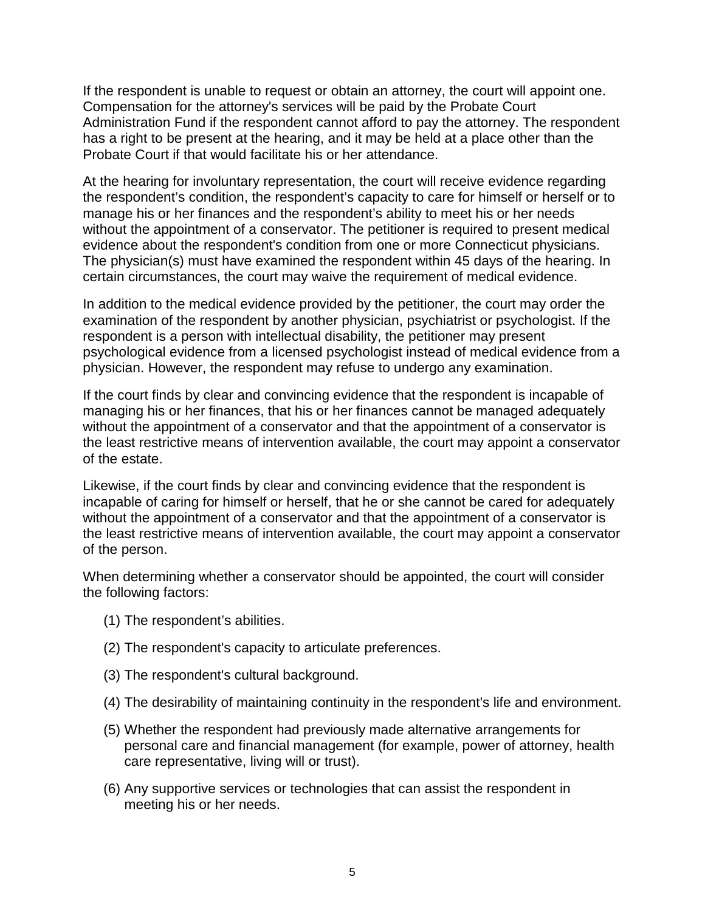If the respondent is unable to request or obtain an attorney, the court will appoint one. Compensation for the attorney's services will be paid by the Probate Court Administration Fund if the respondent cannot afford to pay the attorney. The respondent has a right to be present at the hearing, and it may be held at a place other than the Probate Court if that would facilitate his or her attendance.

At the hearing for involuntary representation, the court will receive evidence regarding the respondent's condition, the respondent's capacity to care for himself or herself or to manage his or her finances and the respondent's ability to meet his or her needs without the appointment of a conservator. The petitioner is required to present medical evidence about the respondent's condition from one or more Connecticut physicians. The physician(s) must have examined the respondent within 45 days of the hearing. In certain circumstances, the court may waive the requirement of medical evidence.

In addition to the medical evidence provided by the petitioner, the court may order the examination of the respondent by another physician, psychiatrist or psychologist. If the respondent is a person with intellectual disability, the petitioner may present psychological evidence from a licensed psychologist instead of medical evidence from a physician. However, the respondent may refuse to undergo any examination.

If the court finds by clear and convincing evidence that the respondent is incapable of managing his or her finances, that his or her finances cannot be managed adequately without the appointment of a conservator and that the appointment of a conservator is the least restrictive means of intervention available, the court may appoint a conservator of the estate.

Likewise, if the court finds by clear and convincing evidence that the respondent is incapable of caring for himself or herself, that he or she cannot be cared for adequately without the appointment of a conservator and that the appointment of a conservator is the least restrictive means of intervention available, the court may appoint a conservator of the person.

When determining whether a conservator should be appointed, the court will consider the following factors:

(1) The respondent's abilities.

(2) The respondent's capacity to articulate preferences.

(3) The respondent's cultural background.

(4) The desirability of maintaining continuity in the respondent's life and environment.

(5) Whether the respondent had previously made alternative arrangements for personal care and financial management (for example, power of attorney, health care representative, living will or trust).

(6) Any supportive services or technologies that can assist the respondent in meeting his or her needs.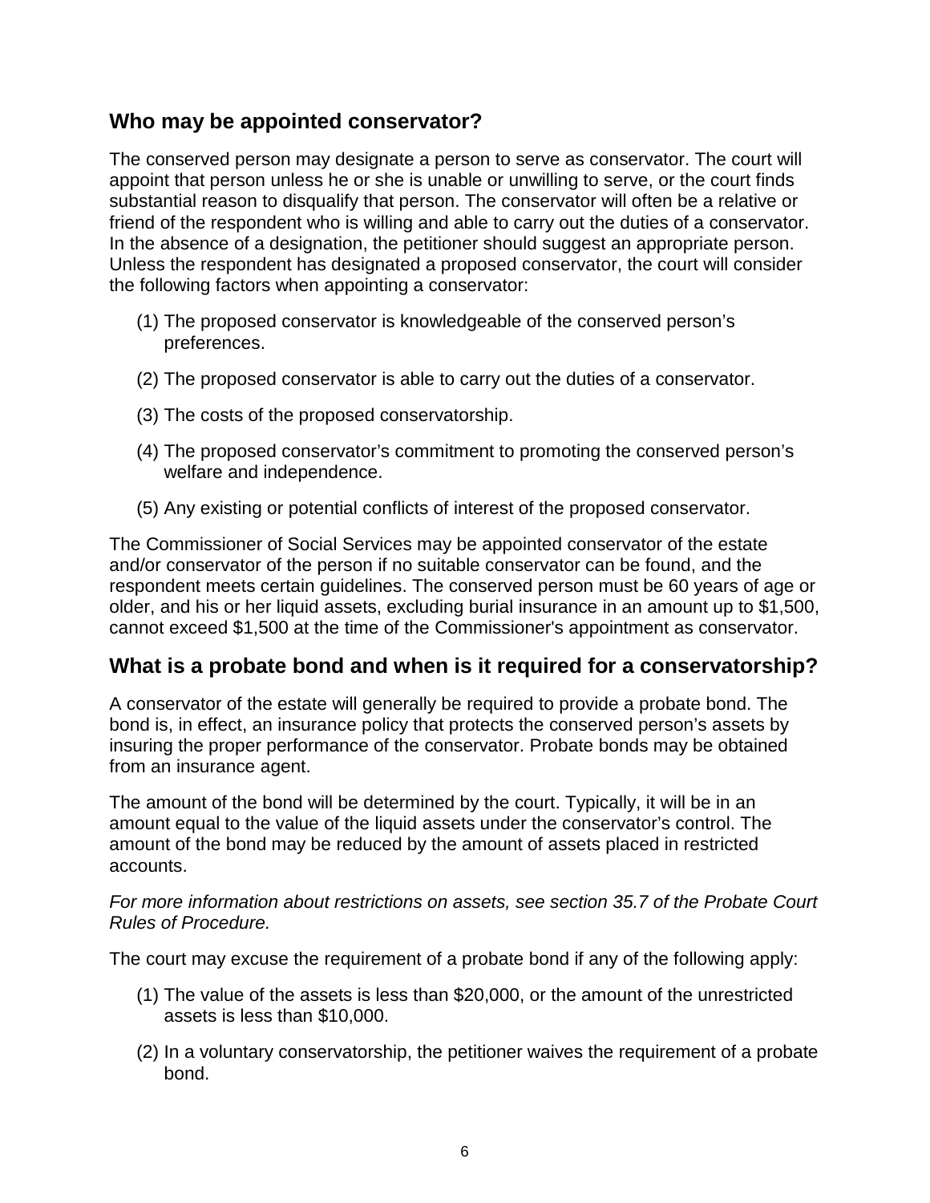## Who may be appointed conservator?

The conserved person may designate a person to serve as conservator. The court will appoint that person unless he or she is unable or unwilling to serve, or the court finds substantial reason to disqualify that person. The conservator will often be a relative or friend of the respondent who is willing and able to carry out the duties of a conservator. In the absence of a designation, the petitioner should suggest an appropriate person. Unless the respondent has designated a proposed conservator, the court will consider the following factors when appointing a conservator:

(1) The proposed conservator is knowledgeable of the conserved person's preferences.

(2) The proposed conservator is able to carry out the duties of a conservator.

(3) The costs of the proposed conservatorship.

(4) The proposed conservator's commitment to promoting the conserved person's welfare and independence.

(5) Any existing or potential conflicts of interest of the proposed conservator.

The Commissioner of Social Services may be appointed conservator of the estate and/or conservator of the person if no suitable conservator can be found, and the respondent meets certain guidelines. The conserved person must be 60 years of age or older, and his or her liquid assets, excluding burial insurance in an amount up to $1,500, cannot exceed $1,500 at the time of the Commissioner's appointment as conservator.

## What is a probate bond and when is it required for a conservatorship?

A conservator of the estate will generally be required to provide a probate bond. The bond is, in effect, an insurance policy that protects the conserved person's assets by insuring the proper performance of the conservator. Probate bonds may be obtained from an insurance agent.

The amount of the bond will be determined by the court. Typically, it will be in an amount equal to the value of the liquid assets under the conservator's control. The amount of the bond may be reduced by the amount of assets placed in restricted accounts.

*For more information about restrictions on assets, see section 35.7 of the Probate Court Rules of Procedure.*

The court may excuse the requirement of a probate bond if any of the following apply:

(1) The value of the assets is less than $20,000, or the amount of the unrestricted assets is less than $10,000.

(2) In a voluntary conservatorship, the petitioner waives the requirement of a probate bond.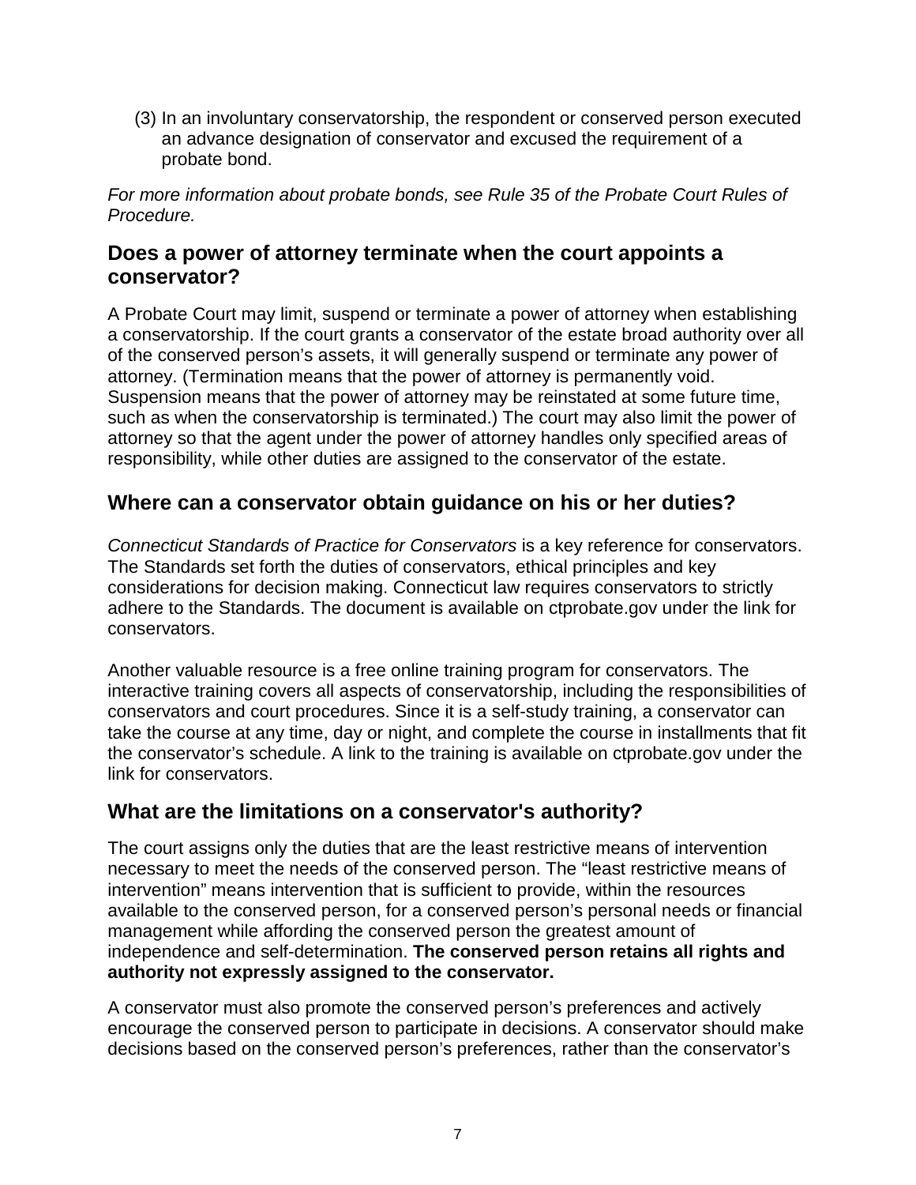(3) In an involuntary conservatorship, the respondent or conserved person executed an advance designation of conservator and excused the requirement of a probate bond.

*For more information about probate bonds, see Rule 35 of the Probate Court Rules of Procedure.*

## Does a power of attorney terminate when the court appoints a conservator?

A Probate Court may limit, suspend or terminate a power of attorney when establishing a conservatorship. If the court grants a conservator of the estate broad authority over all of the conserved person's assets, it will generally suspend or terminate any power of attorney. (Termination means that the power of attorney is permanently void. Suspension means that the power of attorney may be reinstated at some future time, such as when the conservatorship is terminated.) The court may also limit the power of attorney so that the agent under the power of attorney handles only specified areas of responsibility, while other duties are assigned to the conservator of the estate.

## Where can a conservator obtain guidance on his or her duties?

*Connecticut Standards of Practice for Conservators* is a key reference for conservators. The Standards set forth the duties of conservators, ethical principles and key considerations for decision making. Connecticut law requires conservators to strictly adhere to the Standards. The document is available on ctprobate.gov under the link for conservators.

Another valuable resource is a free online training program for conservators. The interactive training covers all aspects of conservatorship, including the responsibilities of conservators and court procedures. Since it is a self-study training, a conservator can take the course at any time, day or night, and complete the course in installments that fit the conservator's schedule. A link to the training is available on ctprobate.gov under the link for conservators.

## What are the limitations on a conservator's authority?

The court assigns only the duties that are the least restrictive means of intervention necessary to meet the needs of the conserved person. The "least restrictive means of intervention" means intervention that is sufficient to provide, within the resources available to the conserved person, for a conserved person's personal needs or financial management while affording the conserved person the greatest amount of independence and self-determination. **The conserved person retains all rights and authority not expressly assigned to the conservator.**

A conservator must also promote the conserved person's preferences and actively encourage the conserved person to participate in decisions. A conservator should make decisions based on the conserved person's preferences, rather than the conservator's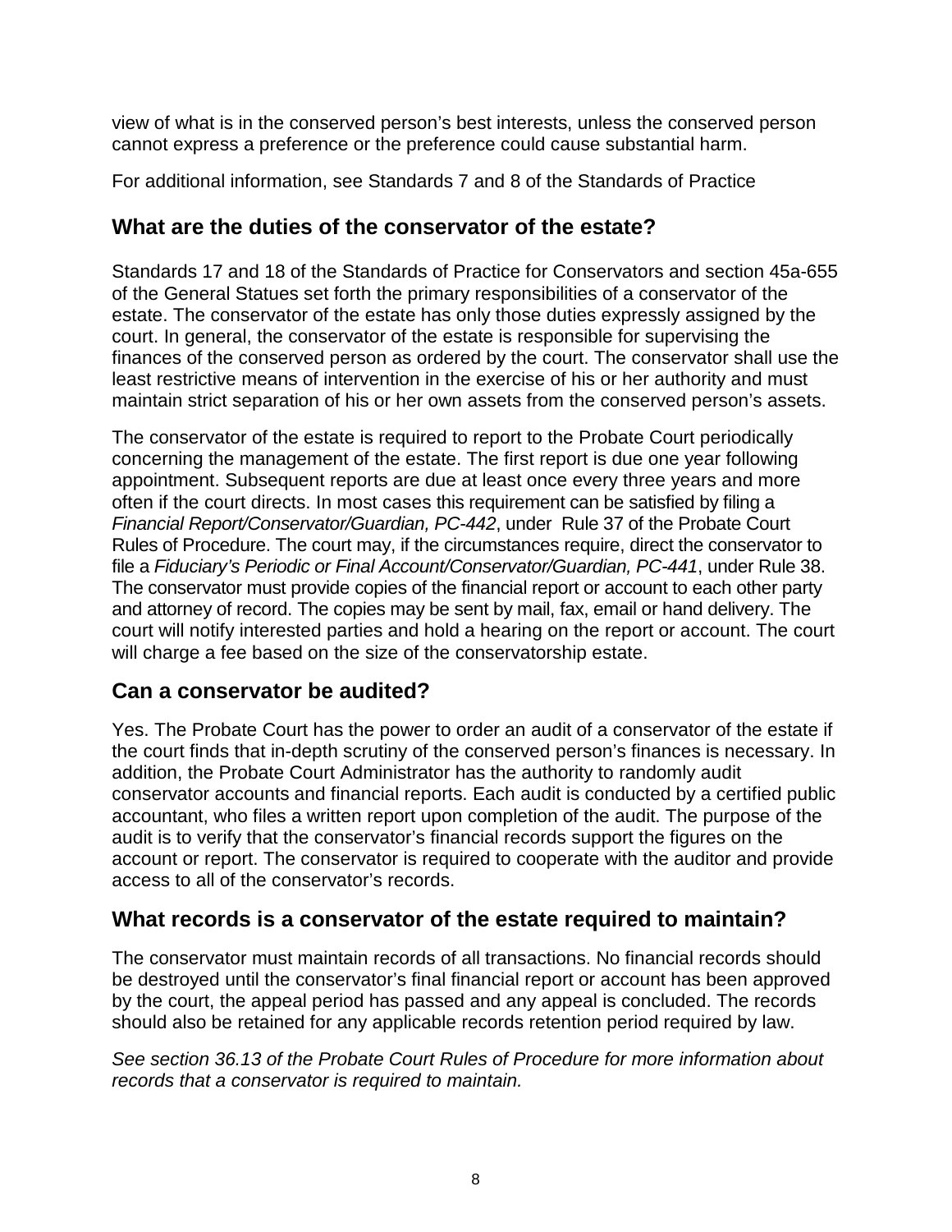view of what is in the conserved person's best interests, unless the conserved person cannot express a preference or the preference could cause substantial harm.

For additional information, see Standards 7 and 8 of the Standards of Practice

## What are the duties of the conservator of the estate?

Standards 17 and 18 of the Standards of Practice for Conservators and section 45a-655 of the General Statues set forth the primary responsibilities of a conservator of the estate. The conservator of the estate has only those duties expressly assigned by the court. In general, the conservator of the estate is responsible for supervising the finances of the conserved person as ordered by the court. The conservator shall use the least restrictive means of intervention in the exercise of his or her authority and must maintain strict separation of his or her own assets from the conserved person's assets.

The conservator of the estate is required to report to the Probate Court periodically concerning the management of the estate. The first report is due one year following appointment. Subsequent reports are due at least once every three years and more often if the court directs. In most cases this requirement can be satisfied by filing a *Financial Report/Conservator/Guardian, PC-442*, under Rule 37 of the Probate Court Rules of Procedure. The court may, if the circumstances require, direct the conservator to file a *Fiduciary's Periodic or Final Account/Conservator/Guardian, PC-441*, under Rule 38. The conservator must provide copies of the financial report or account to each other party and attorney of record. The copies may be sent by mail, fax, email or hand delivery. The court will notify interested parties and hold a hearing on the report or account. The court will charge a fee based on the size of the conservatorship estate.

## Can a conservator be audited?

Yes. The Probate Court has the power to order an audit of a conservator of the estate if the court finds that in-depth scrutiny of the conserved person's finances is necessary. In addition, the Probate Court Administrator has the authority to randomly audit conservator accounts and financial reports. Each audit is conducted by a certified public accountant, who files a written report upon completion of the audit. The purpose of the audit is to verify that the conservator's financial records support the figures on the account or report. The conservator is required to cooperate with the auditor and provide access to all of the conservator's records.

## What records is a conservator of the estate required to maintain?

The conservator must maintain records of all transactions. No financial records should be destroyed until the conservator's final financial report or account has been approved by the court, the appeal period has passed and any appeal is concluded. The records should also be retained for any applicable records retention period required by law.

*See section 36.13 of the Probate Court Rules of Procedure for more information about records that a conservator is required to maintain.*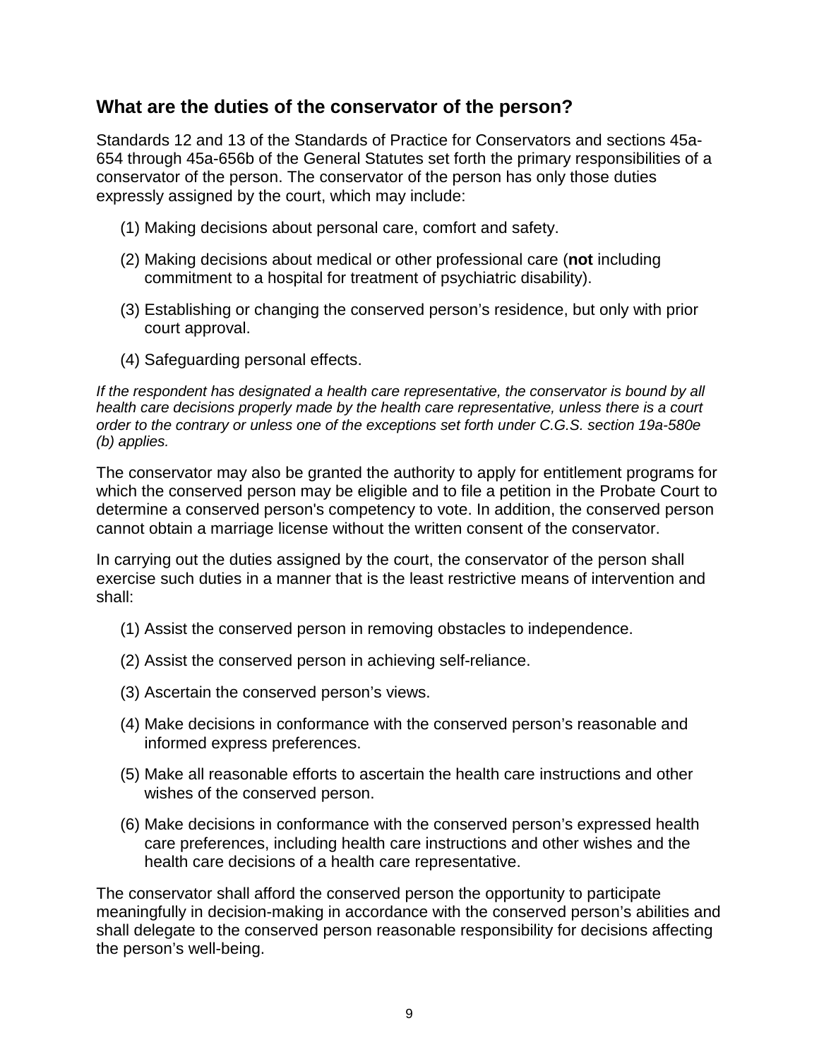## What are the duties of the conservator of the person?

Standards 12 and 13 of the Standards of Practice for Conservators and sections 45a-654 through 45a-656b of the General Statutes set forth the primary responsibilities of a conservator of the person. The conservator of the person has only those duties expressly assigned by the court, which may include:

(1) Making decisions about personal care, comfort and safety.

(2) Making decisions about medical or other professional care (**not** including commitment to a hospital for treatment of psychiatric disability).

(3) Establishing or changing the conserved person's residence, but only with prior court approval.

(4) Safeguarding personal effects.

*If the respondent has designated a health care representative, the conservator is bound by all health care decisions properly made by the health care representative, unless there is a court order to the contrary or unless one of the exceptions set forth under C.G.S. section 19a-580e (b) applies.*

The conservator may also be granted the authority to apply for entitlement programs for which the conserved person may be eligible and to file a petition in the Probate Court to determine a conserved person's competency to vote. In addition, the conserved person cannot obtain a marriage license without the written consent of the conservator.

In carrying out the duties assigned by the court, the conservator of the person shall exercise such duties in a manner that is the least restrictive means of intervention and shall:

(1) Assist the conserved person in removing obstacles to independence.

(2) Assist the conserved person in achieving self-reliance.

(3) Ascertain the conserved person's views.

(4) Make decisions in conformance with the conserved person's reasonable and informed express preferences.

(5) Make all reasonable efforts to ascertain the health care instructions and other wishes of the conserved person.

(6) Make decisions in conformance with the conserved person's expressed health care preferences, including health care instructions and other wishes and the health care decisions of a health care representative.

The conservator shall afford the conserved person the opportunity to participate meaningfully in decision-making in accordance with the conserved person's abilities and shall delegate to the conserved person reasonable responsibility for decisions affecting the person's well-being.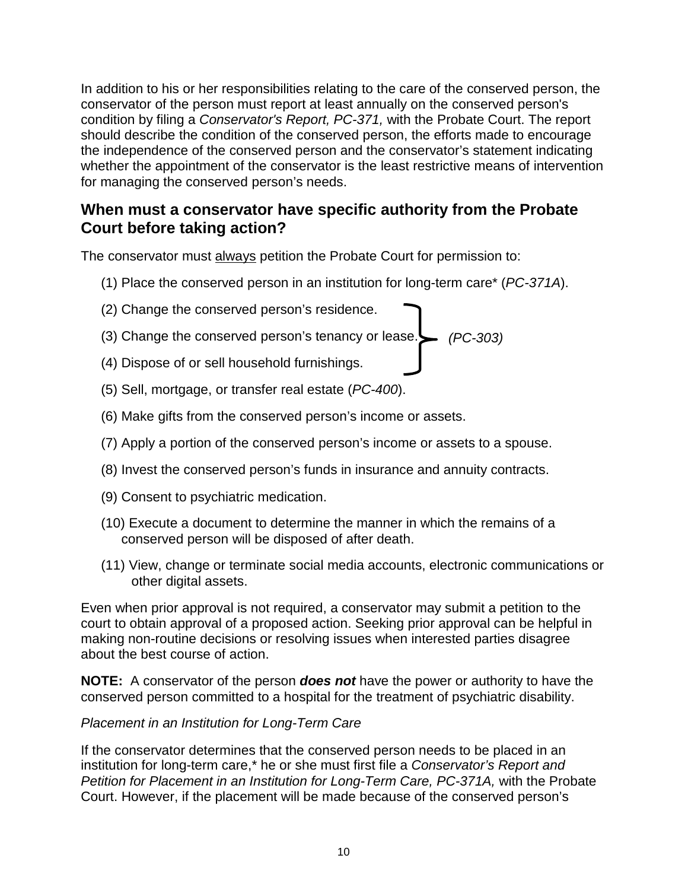In addition to his or her responsibilities relating to the care of the conserved person, the conservator of the person must report at least annually on the conserved person's condition by filing a *Conservator's Report, PC-371,* with the Probate Court. The report should describe the condition of the conserved person, the efforts made to encourage the independence of the conserved person and the conservator's statement indicating whether the appointment of the conservator is the least restrictive means of intervention for managing the conserved person's needs.

## When must a conservator have specific authority from the Probate Court before taking action?

The conservator must always petition the Probate Court for permission to:

(1) Place the conserved person in an institution for long-term care* (*PC-371A*).

(2) Change the conserved person's residence. (*PC-303*)

(3) Change the conserved person's tenancy or lease. (*PC-303*)

(4) Dispose of or sell household furnishings. (*PC-303*)

(5) Sell, mortgage, or transfer real estate (*PC-400*).

(6) Make gifts from the conserved person's income or assets.

(7) Apply a portion of the conserved person's income or assets to a spouse.

(8) Invest the conserved person's funds in insurance and annuity contracts.

(9) Consent to psychiatric medication.

(10) Execute a document to determine the manner in which the remains of a conserved person will be disposed of after death.

(11) View, change or terminate social media accounts, electronic communications or other digital assets.

Even when prior approval is not required, a conservator may submit a petition to the court to obtain approval of a proposed action. Seeking prior approval can be helpful in making non-routine decisions or resolving issues when interested parties disagree about the best course of action.

**NOTE:** A conservator of the person ***does not*** have the power or authority to have the conserved person committed to a hospital for the treatment of psychiatric disability.

*Placement in an Institution for Long-Term Care*

If the conservator determines that the conserved person needs to be placed in an institution for long-term care,* he or she must first file a *Conservator's Report and Petition for Placement in an Institution for Long-Term Care, PC-371A,* with the Probate Court. However, if the placement will be made because of the conserved person's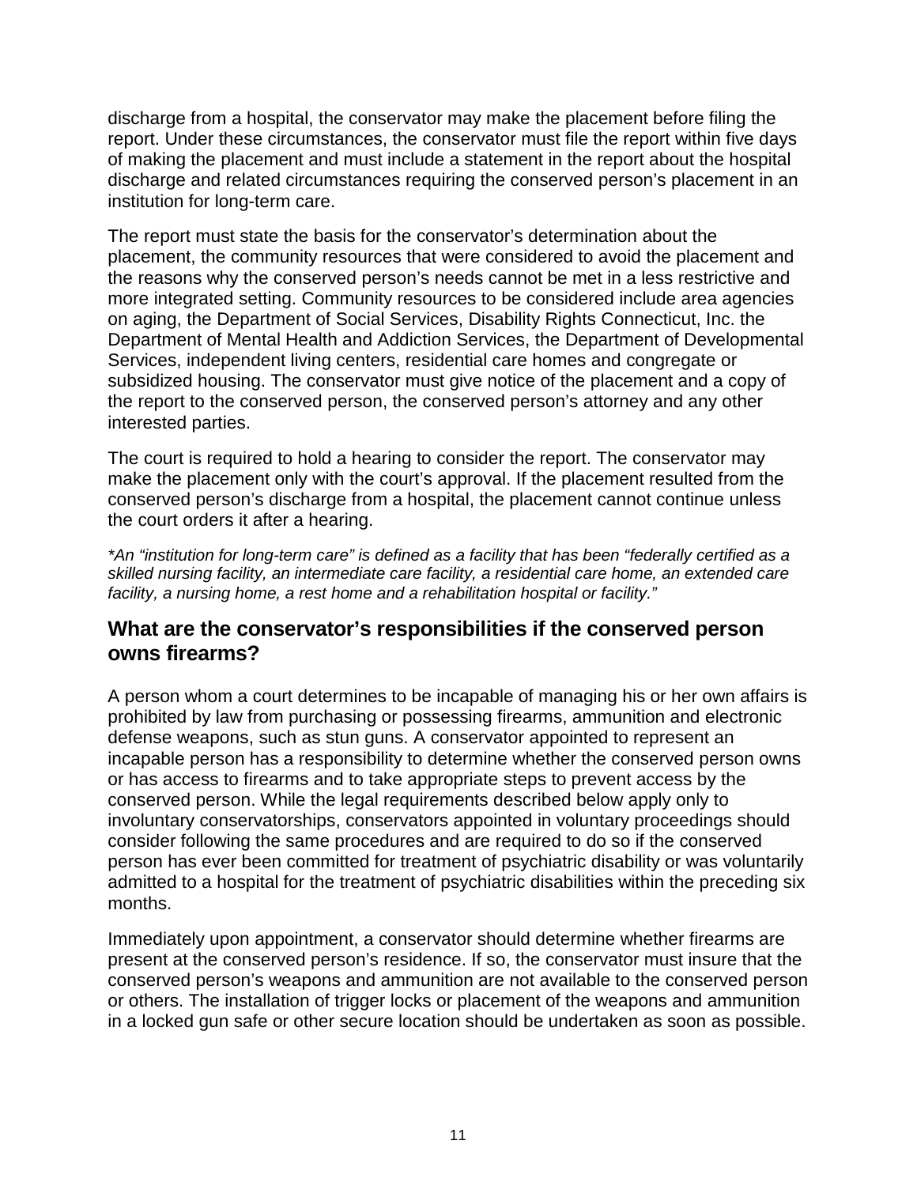discharge from a hospital, the conservator may make the placement before filing the report. Under these circumstances, the conservator must file the report within five days of making the placement and must include a statement in the report about the hospital discharge and related circumstances requiring the conserved person's placement in an institution for long-term care.

The report must state the basis for the conservator's determination about the placement, the community resources that were considered to avoid the placement and the reasons why the conserved person's needs cannot be met in a less restrictive and more integrated setting. Community resources to be considered include area agencies on aging, the Department of Social Services, Disability Rights Connecticut, Inc. the Department of Mental Health and Addiction Services, the Department of Developmental Services, independent living centers, residential care homes and congregate or subsidized housing. The conservator must give notice of the placement and a copy of the report to the conserved person, the conserved person's attorney and any other interested parties.

The court is required to hold a hearing to consider the report. The conservator may make the placement only with the court's approval. If the placement resulted from the conserved person's discharge from a hospital, the placement cannot continue unless the court orders it after a hearing.

*\*An "institution for long-term care" is defined as a facility that has been "federally certified as a skilled nursing facility, an intermediate care facility, a residential care home, an extended care facility, a nursing home, a rest home and a rehabilitation hospital or facility."*

## What are the conservator's responsibilities if the conserved person owns firearms?

A person whom a court determines to be incapable of managing his or her own affairs is prohibited by law from purchasing or possessing firearms, ammunition and electronic defense weapons, such as stun guns. A conservator appointed to represent an incapable person has a responsibility to determine whether the conserved person owns or has access to firearms and to take appropriate steps to prevent access by the conserved person. While the legal requirements described below apply only to involuntary conservatorships, conservators appointed in voluntary proceedings should consider following the same procedures and are required to do so if the conserved person has ever been committed for treatment of psychiatric disability or was voluntarily admitted to a hospital for the treatment of psychiatric disabilities within the preceding six months.

Immediately upon appointment, a conservator should determine whether firearms are present at the conserved person's residence. If so, the conservator must insure that the conserved person's weapons and ammunition are not available to the conserved person or others. The installation of trigger locks or placement of the weapons and ammunition in a locked gun safe or other secure location should be undertaken as soon as possible.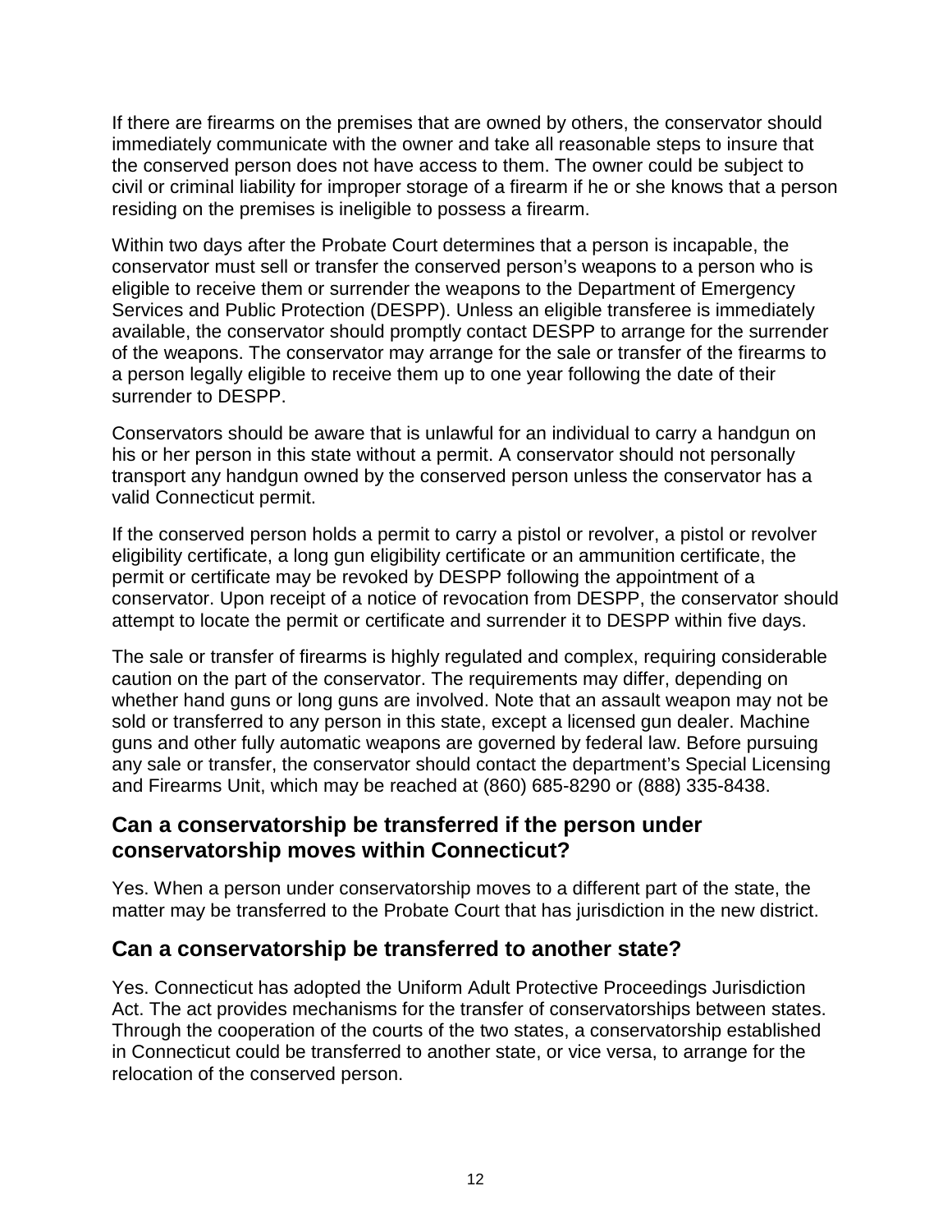If there are firearms on the premises that are owned by others, the conservator should immediately communicate with the owner and take all reasonable steps to insure that the conserved person does not have access to them. The owner could be subject to civil or criminal liability for improper storage of a firearm if he or she knows that a person residing on the premises is ineligible to possess a firearm.

Within two days after the Probate Court determines that a person is incapable, the conservator must sell or transfer the conserved person's weapons to a person who is eligible to receive them or surrender the weapons to the Department of Emergency Services and Public Protection (DESPP). Unless an eligible transferee is immediately available, the conservator should promptly contact DESPP to arrange for the surrender of the weapons. The conservator may arrange for the sale or transfer of the firearms to a person legally eligible to receive them up to one year following the date of their surrender to DESPP.

Conservators should be aware that is unlawful for an individual to carry a handgun on his or her person in this state without a permit. A conservator should not personally transport any handgun owned by the conserved person unless the conservator has a valid Connecticut permit.

If the conserved person holds a permit to carry a pistol or revolver, a pistol or revolver eligibility certificate, a long gun eligibility certificate or an ammunition certificate, the permit or certificate may be revoked by DESPP following the appointment of a conservator. Upon receipt of a notice of revocation from DESPP, the conservator should attempt to locate the permit or certificate and surrender it to DESPP within five days.

The sale or transfer of firearms is highly regulated and complex, requiring considerable caution on the part of the conservator. The requirements may differ, depending on whether hand guns or long guns are involved. Note that an assault weapon may not be sold or transferred to any person in this state, except a licensed gun dealer. Machine guns and other fully automatic weapons are governed by federal law. Before pursuing any sale or transfer, the conservator should contact the department's Special Licensing and Firearms Unit, which may be reached at (860) 685-8290 or (888) 335-8438.

## Can a conservatorship be transferred if the person under conservatorship moves within Connecticut?

Yes. When a person under conservatorship moves to a different part of the state, the matter may be transferred to the Probate Court that has jurisdiction in the new district.

## Can a conservatorship be transferred to another state?

Yes. Connecticut has adopted the Uniform Adult Protective Proceedings Jurisdiction Act. The act provides mechanisms for the transfer of conservatorships between states. Through the cooperation of the courts of the two states, a conservatorship established in Connecticut could be transferred to another state, or vice versa, to arrange for the relocation of the conserved person.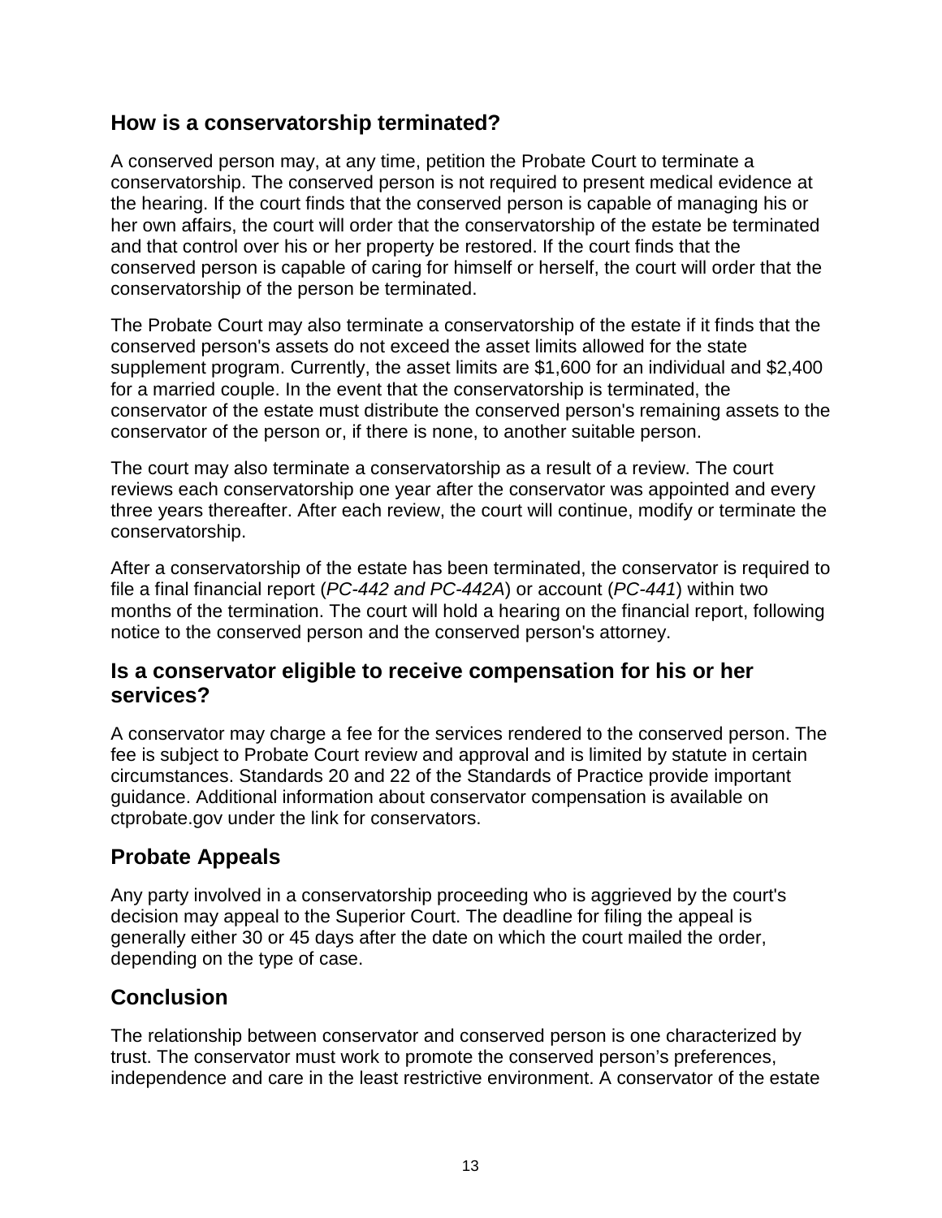## How is a conservatorship terminated?

A conserved person may, at any time, petition the Probate Court to terminate a conservatorship. The conserved person is not required to present medical evidence at the hearing. If the court finds that the conserved person is capable of managing his or her own affairs, the court will order that the conservatorship of the estate be terminated and that control over his or her property be restored. If the court finds that the conserved person is capable of caring for himself or herself, the court will order that the conservatorship of the person be terminated.

The Probate Court may also terminate a conservatorship of the estate if it finds that the conserved person's assets do not exceed the asset limits allowed for the state supplement program. Currently, the asset limits are $1,600 for an individual and $2,400 for a married couple. In the event that the conservatorship is terminated, the conservator of the estate must distribute the conserved person's remaining assets to the conservator of the person or, if there is none, to another suitable person.

The court may also terminate a conservatorship as a result of a review. The court reviews each conservatorship one year after the conservator was appointed and every three years thereafter. After each review, the court will continue, modify or terminate the conservatorship.

After a conservatorship of the estate has been terminated, the conservator is required to file a final financial report (*PC-442 and PC-442A*) or account (*PC-441*) within two months of the termination. The court will hold a hearing on the financial report, following notice to the conserved person and the conserved person's attorney.

## Is a conservator eligible to receive compensation for his or her services?

A conservator may charge a fee for the services rendered to the conserved person. The fee is subject to Probate Court review and approval and is limited by statute in certain circumstances. Standards 20 and 22 of the Standards of Practice provide important guidance. Additional information about conservator compensation is available on ctprobate.gov under the link for conservators.

## Probate Appeals

Any party involved in a conservatorship proceeding who is aggrieved by the court's decision may appeal to the Superior Court. The deadline for filing the appeal is generally either 30 or 45 days after the date on which the court mailed the order, depending on the type of case.

## Conclusion

The relationship between conservator and conserved person is one characterized by trust. The conservator must work to promote the conserved person's preferences, independence and care in the least restrictive environment. A conservator of the estate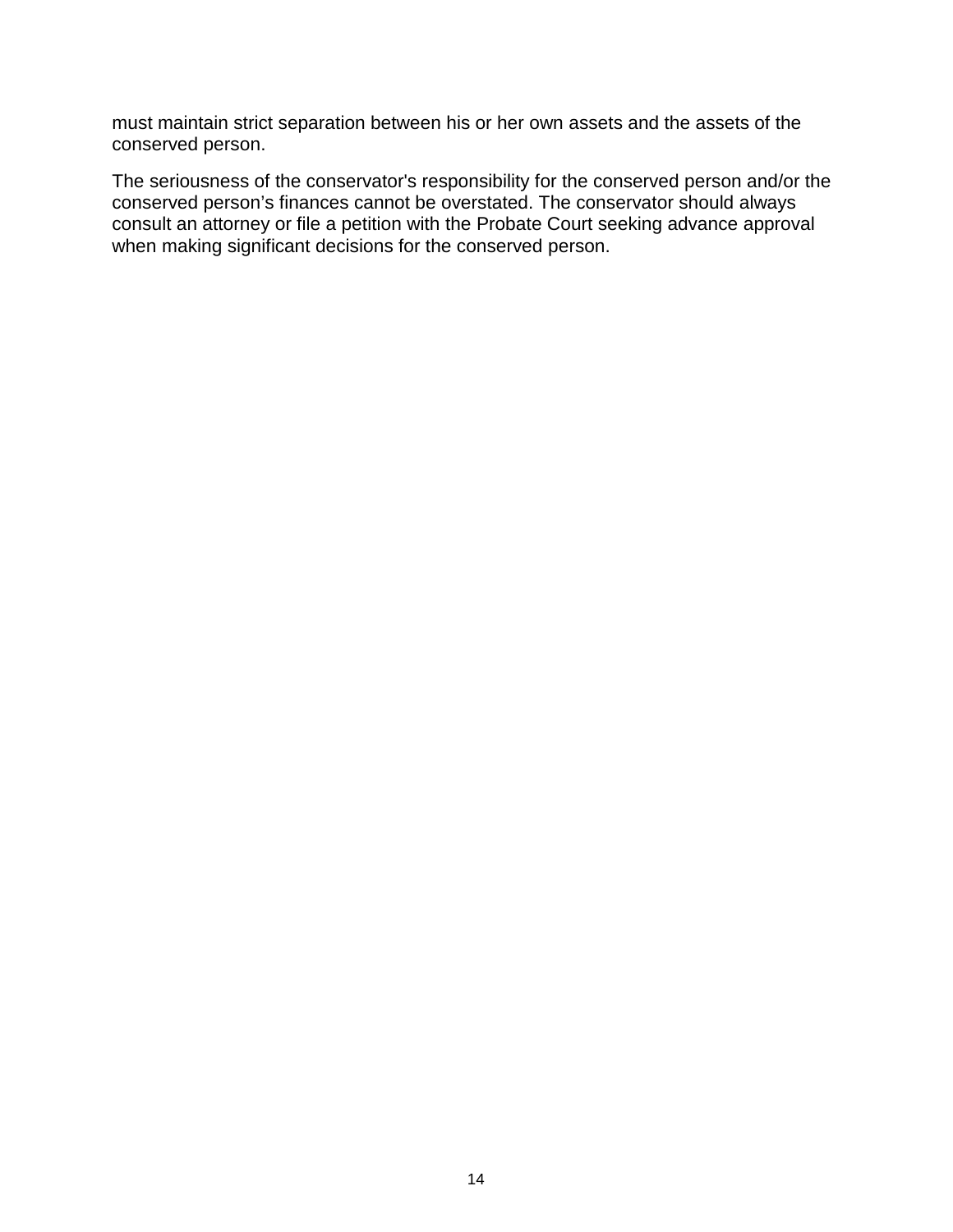must maintain strict separation between his or her own assets and the assets of the conserved person.

The seriousness of the conservator's responsibility for the conserved person and/or the conserved person’s finances cannot be overstated. The conservator should always consult an attorney or file a petition with the Probate Court seeking advance approval when making significant decisions for the conserved person.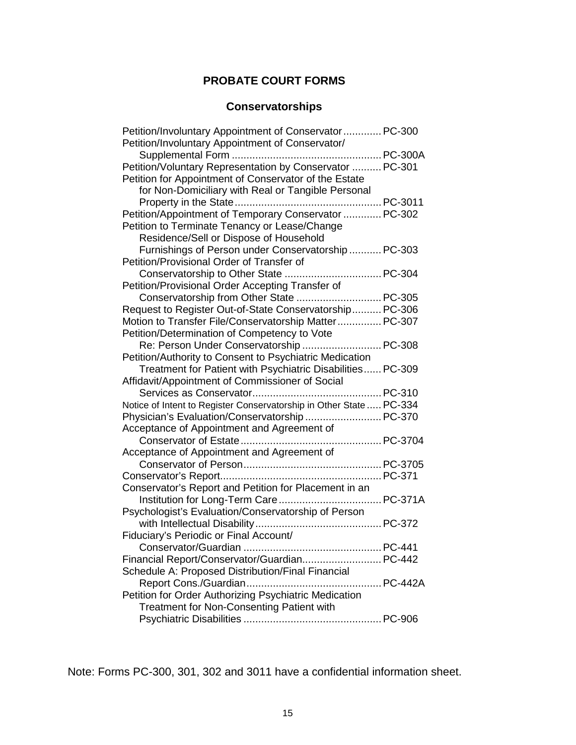# PROBATE COURT FORMS

## Conservatorships

| Form Title | Form No. |
|---|---|
| Petition/Involuntary Appointment of Conservator | PC-300 |
| Petition/Involuntary Appointment of Conservator/ Supplemental Form | PC-300A |
| Petition/Voluntary Representation by Conservator | PC-301 |
| Petition for Appointment of Conservator of the Estate for Non-Domiciliary with Real or Tangible Personal Property in the State | PC-3011 |
| Petition/Appointment of Temporary Conservator | PC-302 |
| Petition to Terminate Tenancy or Lease/Change Residence/Sell or Dispose of Household Furnishings of Person under Conservatorship | PC-303 |
| Petition/Provisional Order of Transfer of Conservatorship to Other State | PC-304 |
| Petition/Provisional Order Accepting Transfer of Conservatorship from Other State | PC-305 |
| Request to Register Out-of-State Conservatorship | PC-306 |
| Motion to Transfer File/Conservatorship Matter | PC-307 |
| Petition/Determination of Competency to Vote Re: Person Under Conservatorship | PC-308 |
| Petition/Authority to Consent to Psychiatric Medication Treatment for Patient with Psychiatric Disabilities | PC-309 |
| Affidavit/Appointment of Commissioner of Social Services as Conservator | PC-310 |
| Notice of Intent to Register Conservatorship in Other State | PC-334 |
| Physician's Evaluation/Conservatorship | PC-370 |
| Acceptance of Appointment and Agreement of Conservator of Estate | PC-3704 |
| Acceptance of Appointment and Agreement of Conservator of Person | PC-3705 |
| Conservator's Report | PC-371 |
| Conservator's Report and Petition for Placement in an Institution for Long-Term Care | PC-371A |
| Psychologist's Evaluation/Conservatorship of Person with Intellectual Disability | PC-372 |
| Fiduciary's Periodic or Final Account/ Conservator/Guardian | PC-441 |
| Financial Report/Conservator/Guardian | PC-442 |
| Schedule A: Proposed Distribution/Final Financial Report Cons./Guardian | PC-442A |
| Petition for Order Authorizing Psychiatric Medication Treatment for Non-Consenting Patient with Psychiatric Disabilities | PC-906 |

Note: Forms PC-300, 301, 302 and 3011 have a confidential information sheet.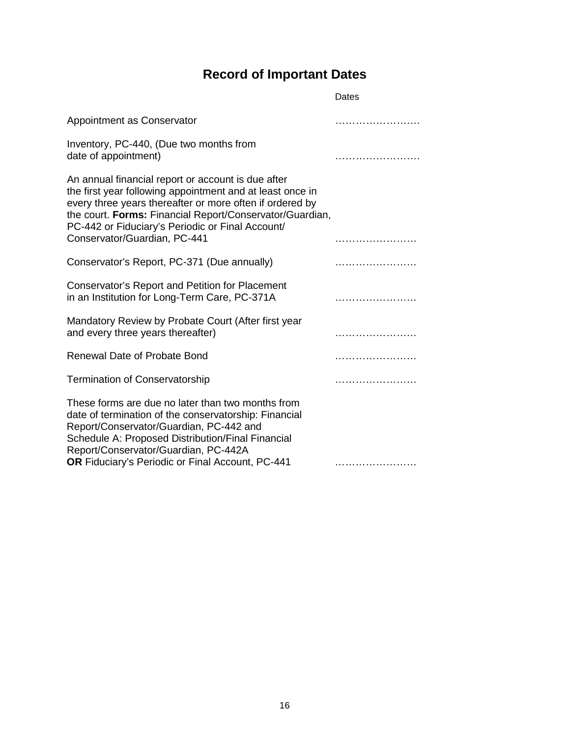# Record of Important Dates

| | Dates |
|---|---|
| Appointment as Conservator | …………………… |
| Inventory, PC-440, (Due two months from date of appointment) | …………………… |
| An annual financial report or account is due after the first year following appointment and at least once in every three years thereafter or more often if ordered by the court. **Forms:** Financial Report/Conservator/Guardian, PC-442 or Fiduciary's Periodic or Final Account/ Conservator/Guardian, PC-441 | …………………… |
| Conservator's Report, PC-371 (Due annually) | …………………… |
| Conservator's Report and Petition for Placement in an Institution for Long-Term Care, PC-371A | …………………… |
| Mandatory Review by Probate Court (After first year and every three years thereafter) | …………………… |
| Renewal Date of Probate Bond | …………………… |
| Termination of Conservatorship | …………………… |
| These forms are due no later than two months from date of termination of the conservatorship: Financial Report/Conservator/Guardian, PC-442 and Schedule A: Proposed Distribution/Final Financial Report/Conservator/Guardian, PC-442A **OR** Fiduciary's Periodic or Final Account, PC-441 | …………………… |